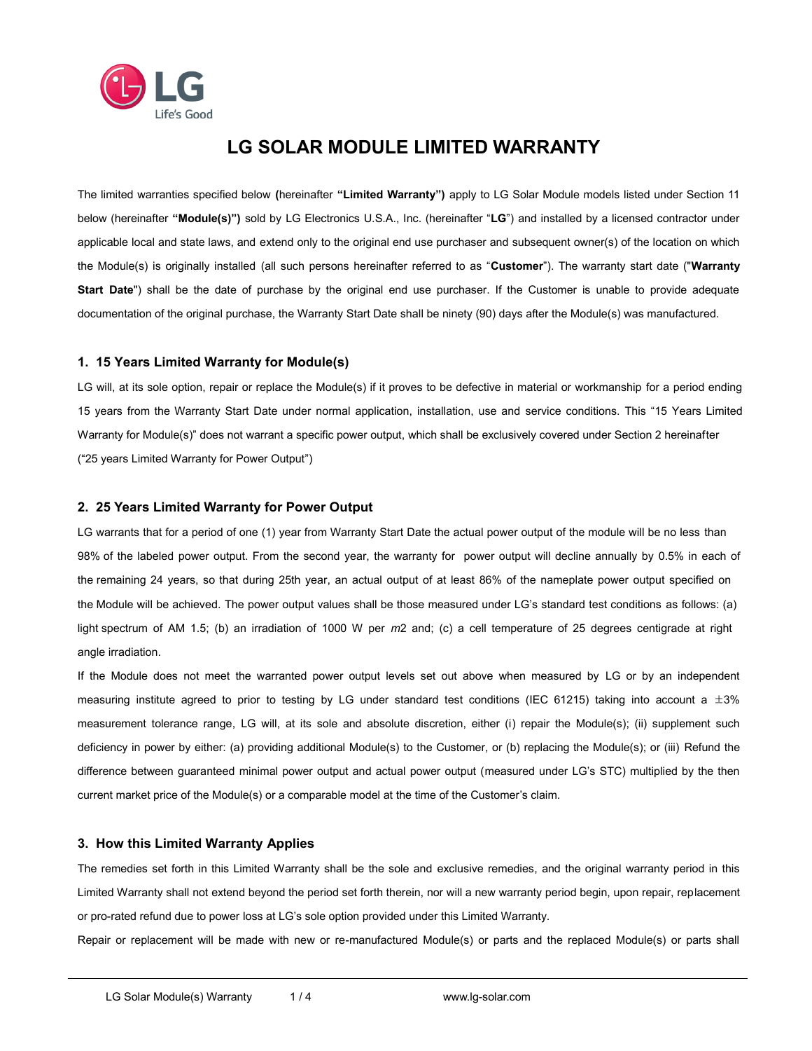# LG SOLAR MODULE LIMITED WARRANTY

The limited warranties specified below **(**hereinafter **"Limited Warranty")** apply to LG Solar Module models listed under Section 11 below (hereinafter **"Module(s)")** sold by LG Electronics U.S.A., Inc. (hereinafter "**LG**") and installed by a licensed contractor under applicable local and state laws, and extend only to the original end use purchaser and subsequent owner(s) of the location on which the Module(s) is originally installed (all such persons hereinafter referred to as "**Customer**"). The warranty start date ("**Warranty Start Date**") shall be the date of purchase by the original end use purchaser. If the Customer is unable to provide adequate documentation of the original purchase, the Warranty Start Date shall be ninety (90) days after the Module(s) was manufactured.

## 1. 15 Years Limited Warranty for Module(s)

LG will, at its sole option, repair or replace the Module(s) if it proves to be defective in material or workmanship for a period ending 15 years from the Warranty Start Date under normal application, installation, use and service conditions. This "15 Years Limited Warranty for Module(s)" does not warrant a specific power output, which shall be exclusively covered under Section 2 hereinafter ("25 years Limited Warranty for Power Output")

## 2. 25 Years Limited Warranty for Power Output

LG warrants that for a period of one (1) year from Warranty Start Date the actual power output of the module will be no less than 98% of the labeled power output. From the second year, the warranty for power output will decline annually by 0.5% in each of the remaining 24 years, so that during 25th year, an actual output of at least 86% of the nameplate power output specified on the Module will be achieved. The power output values shall be those measured under LG's standard test conditions as follows: (a) light spectrum of AM 1.5; (b) an irradiation of 1000 W per $m2$ and; (c) a cell temperature of 25 degrees centigrade at right angle irradiation.

If the Module does not meet the warranted power output levels set out above when measured by LG or by an independent measuring institute agreed to prior to testing by LG under standard test conditions (IEC 61215) taking into account a ±3% measurement tolerance range, LG will, at its sole and absolute discretion, either (i) repair the Module(s); (ii) supplement such deficiency in power by either: (a) providing additional Module(s) to the Customer, or (b) replacing the Module(s); or (iii) Refund the difference between guaranteed minimal power output and actual power output (measured under LG's STC) multiplied by the then current market price of the Module(s) or a comparable model at the time of the Customer's claim.

## 3. How this Limited Warranty Applies

The remedies set forth in this Limited Warranty shall be the sole and exclusive remedies, and the original warranty period in this Limited Warranty shall not extend beyond the period set forth therein, nor will a new warranty period begin, upon repair, replacement or pro-rated refund due to power loss at LG's sole option provided under this Limited Warranty.

Repair or replacement will be made with new or re-manufactured Module(s) or parts and the replaced Module(s) or parts shall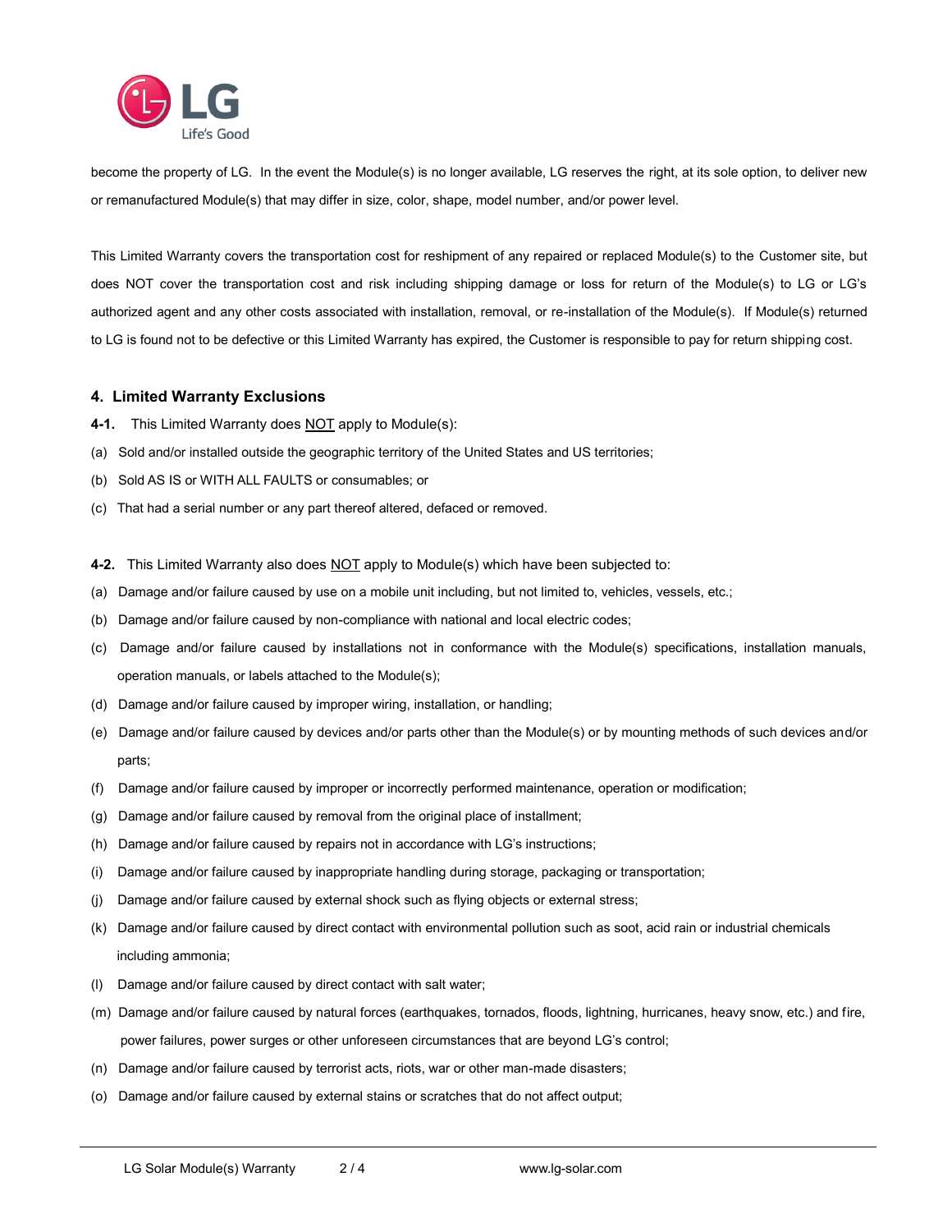become the property of LG. In the event the Module(s) is no longer available, LG reserves the right, at its sole option, to deliver new or remanufactured Module(s) that may differ in size, color, shape, model number, and/or power level.

This Limited Warranty covers the transportation cost for reshipment of any repaired or replaced Module(s) to the Customer site, but does NOT cover the transportation cost and risk including shipping damage or loss for return of the Module(s) to LG or LG's authorized agent and any other costs associated with installation, removal, or re-installation of the Module(s). If Module(s) returned to LG is found not to be defective or this Limited Warranty has expired, the Customer is responsible to pay for return shipping cost.

### 4. Limited Warranty Exclusions

**4-1.** This Limited Warranty does NOT apply to Module(s):

(a) Sold and/or installed outside the geographic territory of the United States and US territories;

(b) Sold AS IS or WITH ALL FAULTS or consumables; or

(c) That had a serial number or any part thereof altered, defaced or removed.

**4-2.** This Limited Warranty also does NOT apply to Module(s) which have been subjected to:

(a) Damage and/or failure caused by use on a mobile unit including, but not limited to, vehicles, vessels, etc.;

(b) Damage and/or failure caused by non-compliance with national and local electric codes;

(c) Damage and/or failure caused by installations not in conformance with the Module(s) specifications, installation manuals, operation manuals, or labels attached to the Module(s);

(d) Damage and/or failure caused by improper wiring, installation, or handling;

(e) Damage and/or failure caused by devices and/or parts other than the Module(s) or by mounting methods of such devices and/or parts;

(f) Damage and/or failure caused by improper or incorrectly performed maintenance, operation or modification;

(g) Damage and/or failure caused by removal from the original place of installment;

(h) Damage and/or failure caused by repairs not in accordance with LG's instructions;

(i) Damage and/or failure caused by inappropriate handling during storage, packaging or transportation;

(j) Damage and/or failure caused by external shock such as flying objects or external stress;

(k) Damage and/or failure caused by direct contact with environmental pollution such as soot, acid rain or industrial chemicals including ammonia;

(l) Damage and/or failure caused by direct contact with salt water;

(m) Damage and/or failure caused by natural forces (earthquakes, tornados, floods, lightning, hurricanes, heavy snow, etc.) and fire, power failures, power surges or other unforeseen circumstances that are beyond LG's control;

(n) Damage and/or failure caused by terrorist acts, riots, war or other man-made disasters;

(o) Damage and/or failure caused by external stains or scratches that do not affect output;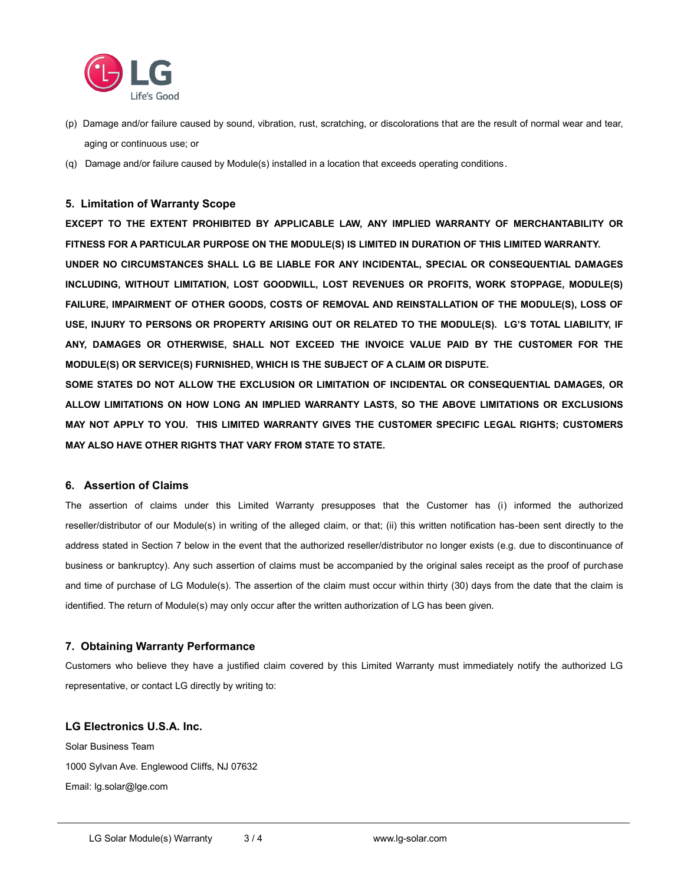(p) Damage and/or failure caused by sound, vibration, rust, scratching, or discolorations that are the result of normal wear and tear, aging or continuous use; or

(q) Damage and/or failure caused by Module(s) installed in a location that exceeds operating conditions.

## 5. Limitation of Warranty Scope

**EXCEPT TO THE EXTENT PROHIBITED BY APPLICABLE LAW, ANY IMPLIED WARRANTY OF MERCHANTABILITY OR FITNESS FOR A PARTICULAR PURPOSE ON THE MODULE(S) IS LIMITED IN DURATION OF THIS LIMITED WARRANTY.**

**UNDER NO CIRCUMSTANCES SHALL LG BE LIABLE FOR ANY INCIDENTAL, SPECIAL OR CONSEQUENTIAL DAMAGES INCLUDING, WITHOUT LIMITATION, LOST GOODWILL, LOST REVENUES OR PROFITS, WORK STOPPAGE, MODULE(S) FAILURE, IMPAIRMENT OF OTHER GOODS, COSTS OF REMOVAL AND REINSTALLATION OF THE MODULE(S), LOSS OF USE, INJURY TO PERSONS OR PROPERTY ARISING OUT OR RELATED TO THE MODULE(S). LG'S TOTAL LIABILITY, IF ANY, DAMAGES OR OTHERWISE, SHALL NOT EXCEED THE INVOICE VALUE PAID BY THE CUSTOMER FOR THE MODULE(S) OR SERVICE(S) FURNISHED, WHICH IS THE SUBJECT OF A CLAIM OR DISPUTE.**

**SOME STATES DO NOT ALLOW THE EXCLUSION OR LIMITATION OF INCIDENTAL OR CONSEQUENTIAL DAMAGES, OR ALLOW LIMITATIONS ON HOW LONG AN IMPLIED WARRANTY LASTS, SO THE ABOVE LIMITATIONS OR EXCLUSIONS MAY NOT APPLY TO YOU. THIS LIMITED WARRANTY GIVES THE CUSTOMER SPECIFIC LEGAL RIGHTS; CUSTOMERS MAY ALSO HAVE OTHER RIGHTS THAT VARY FROM STATE TO STATE.**

## 6. Assertion of Claims

The assertion of claims under this Limited Warranty presupposes that the Customer has (i) informed the authorized reseller/distributor of our Module(s) in writing of the alleged claim, or that; (ii) this written notification has-been sent directly to the address stated in Section 7 below in the event that the authorized reseller/distributor no longer exists (e.g. due to discontinuance of business or bankruptcy). Any such assertion of claims must be accompanied by the original sales receipt as the proof of purchase and time of purchase of LG Module(s). The assertion of the claim must occur within thirty (30) days from the date that the claim is identified. The return of Module(s) may only occur after the written authorization of LG has been given.

## 7. Obtaining Warranty Performance

Customers who believe they have a justified claim covered by this Limited Warranty must immediately notify the authorized LG representative, or contact LG directly by writing to:

**LG Electronics U.S.A. Inc.**

Solar Business Team

1000 Sylvan Ave. Englewood Cliffs, NJ 07632

Email: lg.solar@lge.com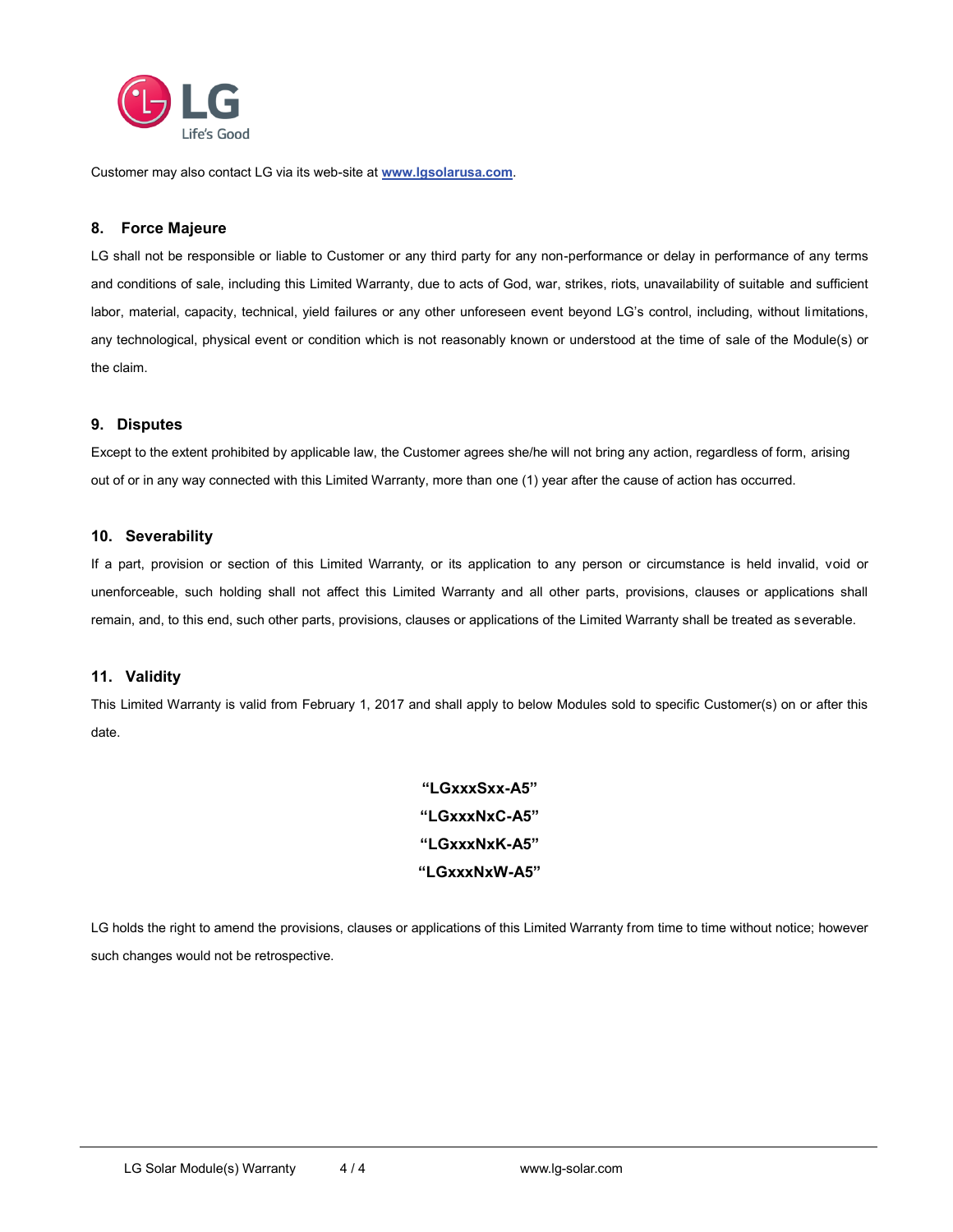Customer may also contact LG via its web-site at **www.lgsolarusa.com**.

## 8. Force Majeure

LG shall not be responsible or liable to Customer or any third party for any non-performance or delay in performance of any terms and conditions of sale, including this Limited Warranty, due to acts of God, war, strikes, riots, unavailability of suitable and sufficient labor, material, capacity, technical, yield failures or any other unforeseen event beyond LG's control, including, without limitations, any technological, physical event or condition which is not reasonably known or understood at the time of sale of the Module(s) or the claim.

## 9. Disputes

Except to the extent prohibited by applicable law, the Customer agrees she/he will not bring any action, regardless of form, arising out of or in any way connected with this Limited Warranty, more than one (1) year after the cause of action has occurred.

## 10. Severability

If a part, provision or section of this Limited Warranty, or its application to any person or circumstance is held invalid, void or unenforceable, such holding shall not affect this Limited Warranty and all other parts, provisions, clauses or applications shall remain, and, to this end, such other parts, provisions, clauses or applications of the Limited Warranty shall be treated as severable.

## 11. Validity

This Limited Warranty is valid from February 1, 2017 and shall apply to below Modules sold to specific Customer(s) on or after this date.

**"LGxxxSxx-A5"**
**"LGxxxNxC-A5"**
**"LGxxxNxK-A5"**
**"LGxxxNxW-A5"**

LG holds the right to amend the provisions, clauses or applications of this Limited Warranty from time to time without notice; however such changes would not be retrospective.